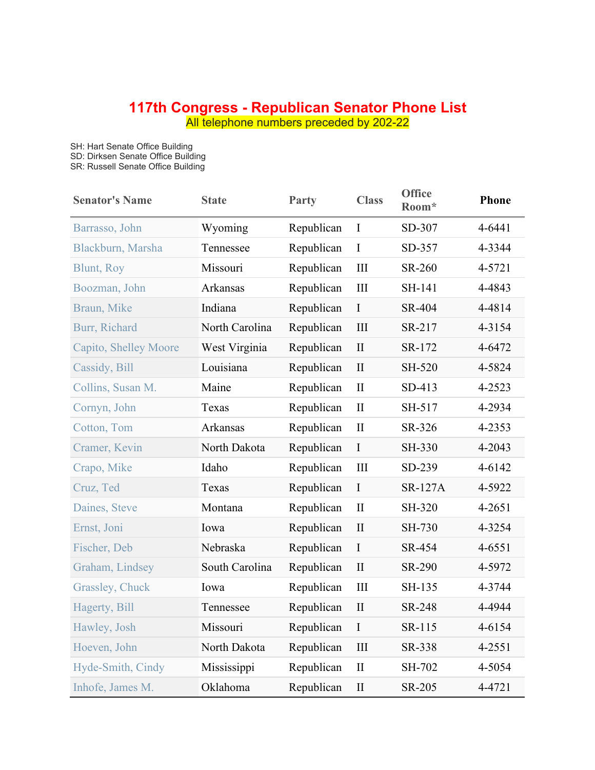# 117th Congress - Republican Senator Phone List

All telephone numbers preceded by 202-22

SH: Hart Senate Office Building
SD: Dirksen Senate Office Building
SR: Russell Senate Office Building

| Senator's Name | State | Party | Class | Office Room* | Phone |
|---|---|---|---|---|---|
| Barrasso, John | Wyoming | Republican | I | SD-307 | 4-6441 |
| Blackburn, Marsha | Tennessee | Republican | I | SD-357 | 4-3344 |
| Blunt, Roy | Missouri | Republican | III | SR-260 | 4-5721 |
| Boozman, John | Arkansas | Republican | III | SH-141 | 4-4843 |
| Braun, Mike | Indiana | Republican | I | SR-404 | 4-4814 |
| Burr, Richard | North Carolina | Republican | III | SR-217 | 4-3154 |
| Capito, Shelley Moore | West Virginia | Republican | II | SR-172 | 4-6472 |
| Cassidy, Bill | Louisiana | Republican | II | SH-520 | 4-5824 |
| Collins, Susan M. | Maine | Republican | II | SD-413 | 4-2523 |
| Cornyn, John | Texas | Republican | II | SH-517 | 4-2934 |
| Cotton, Tom | Arkansas | Republican | II | SR-326 | 4-2353 |
| Cramer, Kevin | North Dakota | Republican | I | SH-330 | 4-2043 |
| Crapo, Mike | Idaho | Republican | III | SD-239 | 4-6142 |
| Cruz, Ted | Texas | Republican | I | SR-127A | 4-5922 |
| Daines, Steve | Montana | Republican | II | SH-320 | 4-2651 |
| Ernst, Joni | Iowa | Republican | II | SH-730 | 4-3254 |
| Fischer, Deb | Nebraska | Republican | I | SR-454 | 4-6551 |
| Graham, Lindsey | South Carolina | Republican | II | SR-290 | 4-5972 |
| Grassley, Chuck | Iowa | Republican | III | SH-135 | 4-3744 |
| Hagerty, Bill | Tennessee | Republican | II | SR-248 | 4-4944 |
| Hawley, Josh | Missouri | Republican | I | SR-115 | 4-6154 |
| Hoeven, John | North Dakota | Republican | III | SR-338 | 4-2551 |
| Hyde-Smith, Cindy | Mississippi | Republican | II | SH-702 | 4-5054 |
| Inhofe, James M. | Oklahoma | Republican | II | SR-205 | 4-4721 |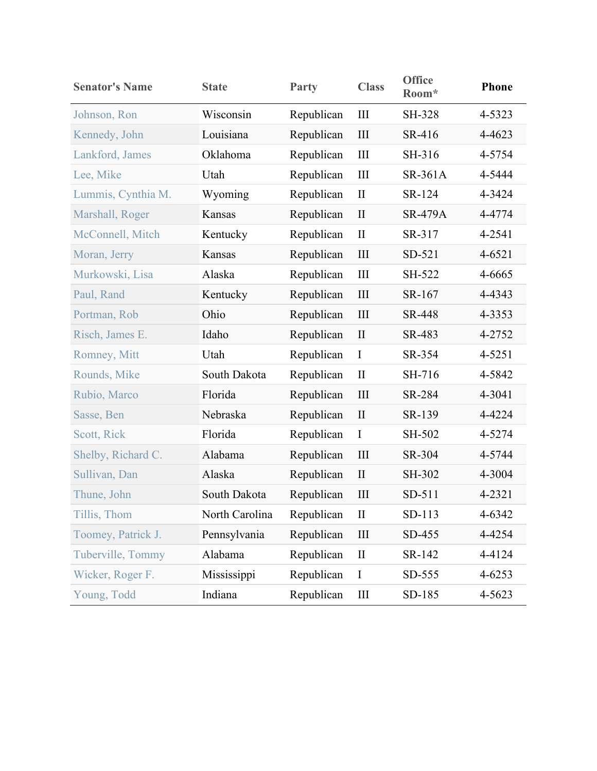| Senator's Name | State | Party | Class | Office Room* | Phone |
|---|---|---|---|---|---|
| Johnson, Ron | Wisconsin | Republican | III | SH-328 | 4-5323 |
| Kennedy, John | Louisiana | Republican | III | SR-416 | 4-4623 |
| Lankford, James | Oklahoma | Republican | III | SH-316 | 4-5754 |
| Lee, Mike | Utah | Republican | III | SR-361A | 4-5444 |
| Lummis, Cynthia M. | Wyoming | Republican | II | SR-124 | 4-3424 |
| Marshall, Roger | Kansas | Republican | II | SR-479A | 4-4774 |
| McConnell, Mitch | Kentucky | Republican | II | SR-317 | 4-2541 |
| Moran, Jerry | Kansas | Republican | III | SD-521 | 4-6521 |
| Murkowski, Lisa | Alaska | Republican | III | SH-522 | 4-6665 |
| Paul, Rand | Kentucky | Republican | III | SR-167 | 4-4343 |
| Portman, Rob | Ohio | Republican | III | SR-448 | 4-3353 |
| Risch, James E. | Idaho | Republican | II | SR-483 | 4-2752 |
| Romney, Mitt | Utah | Republican | I | SR-354 | 4-5251 |
| Rounds, Mike | South Dakota | Republican | II | SH-716 | 4-5842 |
| Rubio, Marco | Florida | Republican | III | SR-284 | 4-3041 |
| Sasse, Ben | Nebraska | Republican | II | SR-139 | 4-4224 |
| Scott, Rick | Florida | Republican | I | SH-502 | 4-5274 |
| Shelby, Richard C. | Alabama | Republican | III | SR-304 | 4-5744 |
| Sullivan, Dan | Alaska | Republican | II | SH-302 | 4-3004 |
| Thune, John | South Dakota | Republican | III | SD-511 | 4-2321 |
| Tillis, Thom | North Carolina | Republican | II | SD-113 | 4-6342 |
| Toomey, Patrick J. | Pennsylvania | Republican | III | SD-455 | 4-4254 |
| Tuberville, Tommy | Alabama | Republican | II | SR-142 | 4-4124 |
| Wicker, Roger F. | Mississippi | Republican | I | SD-555 | 4-6253 |
| Young, Todd | Indiana | Republican | III | SD-185 | 4-5623 |